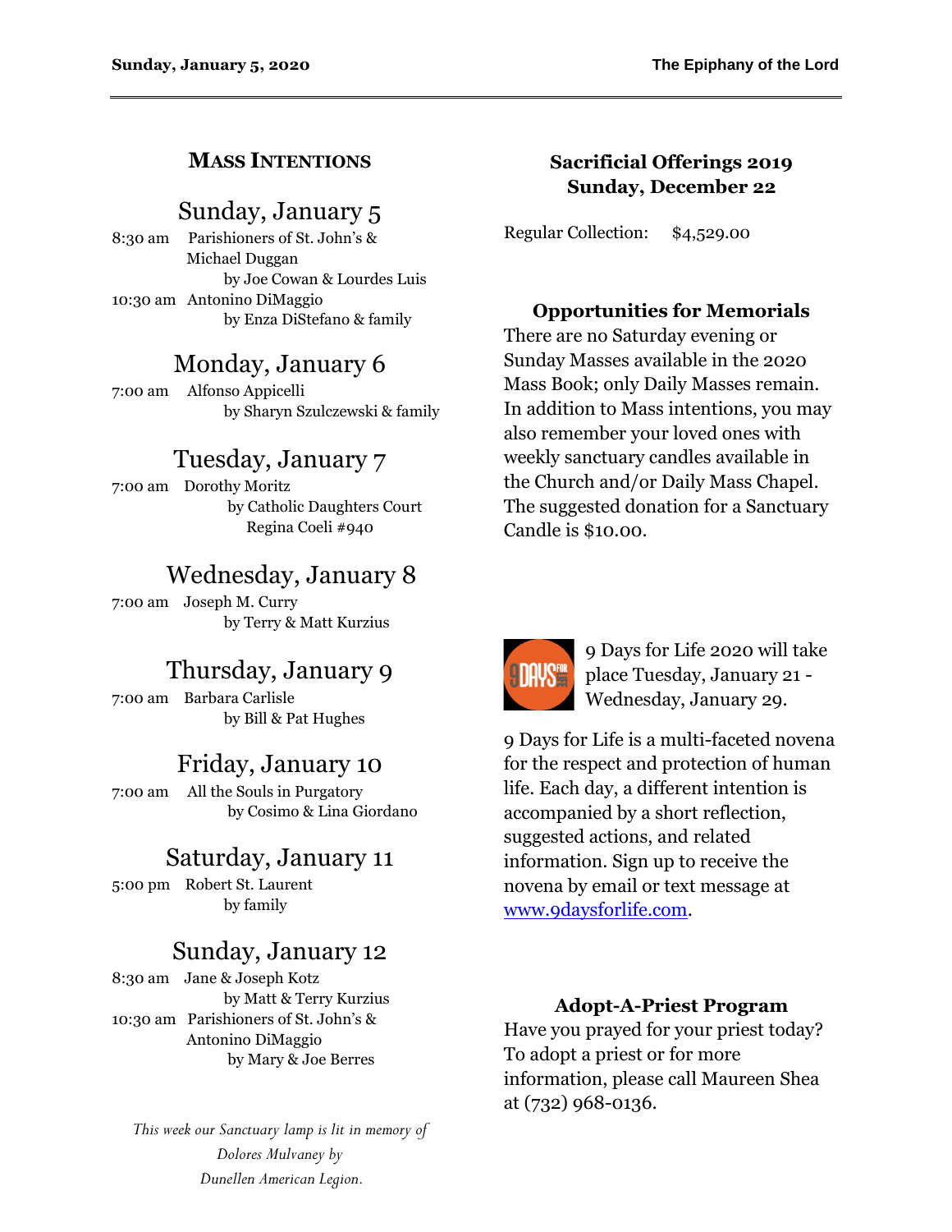## Mass Intentions

### Sunday, January 5

8:30 am Parishioners of St. John's & Michael Duggan
by Joe Cowan & Lourdes Luis

10:30 am Antonino DiMaggio
by Enza DiStefano & family

### Monday, January 6

7:00 am Alfonso Appicelli
by Sharyn Szulczewski & family

### Tuesday, January 7

7:00 am Dorothy Moritz
by Catholic Daughters Court Regina Coeli #940

### Wednesday, January 8

7:00 am Joseph M. Curry
by Terry & Matt Kurzius

### Thursday, January 9

7:00 am Barbara Carlisle
by Bill & Pat Hughes

### Friday, January 10

7:00 am All the Souls in Purgatory
by Cosimo & Lina Giordano

### Saturday, January 11

5:00 pm Robert St. Laurent
by family

### Sunday, January 12

8:30 am Jane & Joseph Kotz
by Matt & Terry Kurzius

10:30 am Parishioners of St. John's & Antonino DiMaggio
by Mary & Joe Berres

*This week our Sanctuary lamp is lit in memory of Dolores Mulvaney by Dunellen American Legion.*

## Sacrificial Offerings 2019
## Sunday, December 22

Regular Collection: $4,529.00

## Opportunities for Memorials

There are no Saturday evening or Sunday Masses available in the 2020 Mass Book; only Daily Masses remain. In addition to Mass intentions, you may also remember your loved ones with weekly sanctuary candles available in the Church and/or Daily Mass Chapel. The suggested donation for a Sanctuary Candle is $10.00.

9 Days for Life 2020 will take place Tuesday, January 21 - Wednesday, January 29.

9 Days for Life is a multi-faceted novena for the respect and protection of human life. Each day, a different intention is accompanied by a short reflection, suggested actions, and related information. Sign up to receive the novena by email or text message at www.9daysforlife.com.

## Adopt-A-Priest Program

Have you prayed for your priest today? To adopt a priest or for more information, please call Maureen Shea at (732) 968-0136.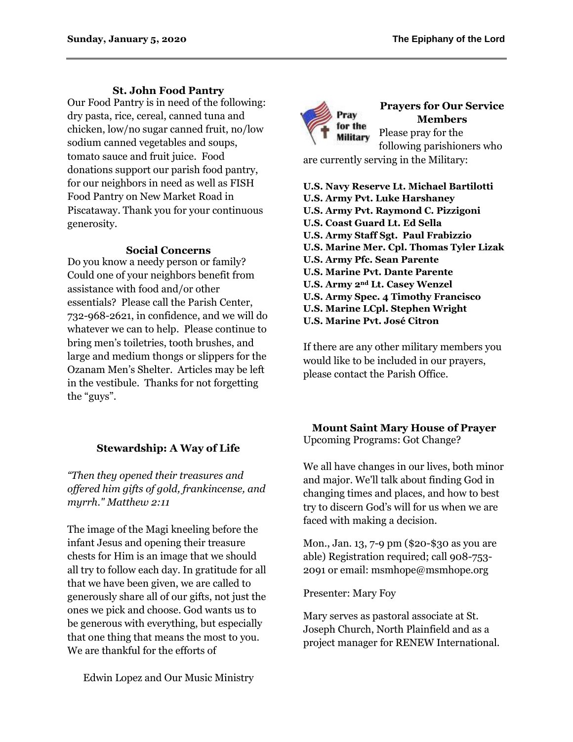## St. John Food Pantry

Our Food Pantry is in need of the following: dry pasta, rice, cereal, canned tuna and chicken, low/no sugar canned fruit, no/low sodium canned vegetables and soups, tomato sauce and fruit juice. Food donations support our parish food pantry, for our neighbors in need as well as FISH Food Pantry on New Market Road in Piscataway. Thank you for your continuous generosity.

## Social Concerns

Do you know a needy person or family? Could one of your neighbors benefit from assistance with food and/or other essentials? Please call the Parish Center, 732-968-2621, in confidence, and we will do whatever we can to help. Please continue to bring men's toiletries, tooth brushes, and large and medium thongs or slippers for the Ozanam Men's Shelter. Articles may be left in the vestibule. Thanks for not forgetting the "guys".

## Stewardship: A Way of Life

*"Then they opened their treasures and offered him gifts of gold, frankincense, and myrrh." Matthew 2:11*

The image of the Magi kneeling before the infant Jesus and opening their treasure chests for Him is an image that we should all try to follow each day. In gratitude for all that we have been given, we are called to generously share all of our gifts, not just the ones we pick and choose. God wants us to be generous with everything, but especially that one thing that means the most to you. We are thankful for the efforts of

Edwin Lopez and Our Music Ministry

## Prayers for Our Service Members

Please pray for the following parishioners who are currently serving in the Military:

**U.S. Navy Reserve Lt. Michael Bartilotti**
**U.S. Army Pvt. Luke Harshaney**
**U.S. Army Pvt. Raymond C. Pizzigoni**
**U.S. Coast Guard Lt. Ed Sella**
**U.S. Army Staff Sgt. Paul Frabizzio**
**U.S. Marine Mer. Cpl. Thomas Tyler Lizak**
**U.S. Army Pfc. Sean Parente**
**U.S. Marine Pvt. Dante Parente**
**U.S. Army 2nd Lt. Casey Wenzel**
**U.S. Army Spec. 4 Timothy Francisco**
**U.S. Marine LCpl. Stephen Wright**
**U.S. Marine Pvt. José Citron**

If there are any other military members you would like to be included in our prayers, please contact the Parish Office.

## Mount Saint Mary House of Prayer

Upcoming Programs: Got Change?

We all have changes in our lives, both minor and major. We'll talk about finding God in changing times and places, and how to best try to discern God's will for us when we are faced with making a decision.

Mon., Jan. 13, 7-9 pm ($20-$30 as you are able) Registration required; call 908-753-2091 or email: msmhope@msmhope.org

Presenter: Mary Foy

Mary serves as pastoral associate at St. Joseph Church, North Plainfield and as a project manager for RENEW International.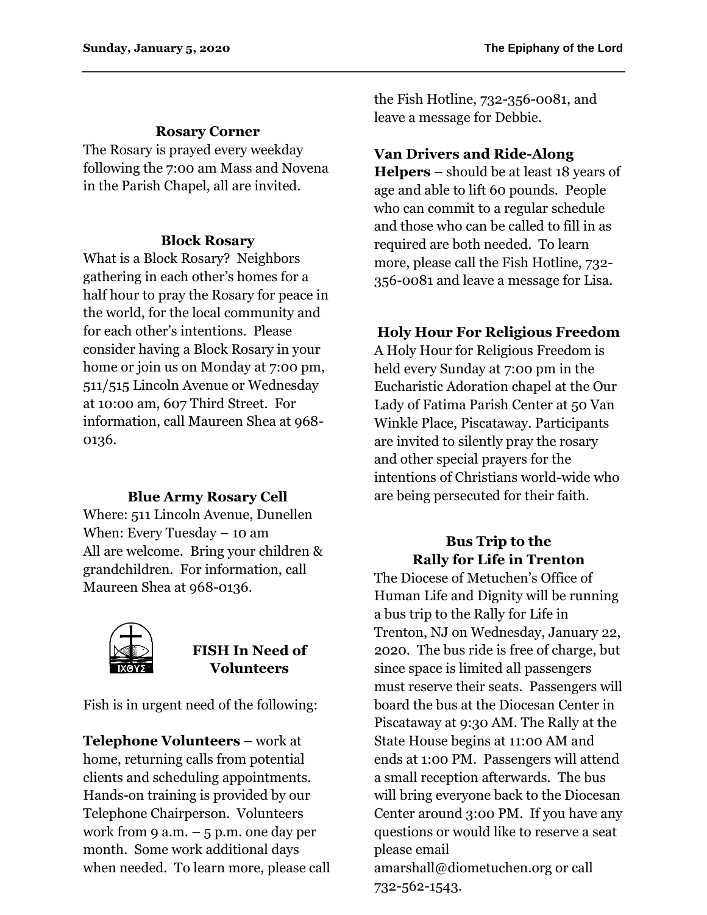### Rosary Corner

The Rosary is prayed every weekday following the 7:00 am Mass and Novena in the Parish Chapel, all are invited.

### Block Rosary

What is a Block Rosary? Neighbors gathering in each other's homes for a half hour to pray the Rosary for peace in the world, for the local community and for each other's intentions. Please consider having a Block Rosary in your home or join us on Monday at 7:00 pm, 511/515 Lincoln Avenue or Wednesday at 10:00 am, 607 Third Street. For information, call Maureen Shea at 968-0136.

### Blue Army Rosary Cell

Where: 511 Lincoln Avenue, Dunellen
When: Every Tuesday – 10 am
All are welcome. Bring your children & grandchildren. For information, call Maureen Shea at 968-0136.

### FISH In Need of Volunteers

Fish is in urgent need of the following:

**Telephone Volunteers** – work at home, returning calls from potential clients and scheduling appointments. Hands-on training is provided by our Telephone Chairperson. Volunteers work from 9 a.m. – 5 p.m. one day per month. Some work additional days when needed. To learn more, please call the Fish Hotline, 732-356-0081, and leave a message for Debbie.

**Van Drivers and Ride-Along Helpers** – should be at least 18 years of age and able to lift 60 pounds. People who can commit to a regular schedule and those who can be called to fill in as required are both needed. To learn more, please call the Fish Hotline, 732-356-0081 and leave a message for Lisa.

### Holy Hour For Religious Freedom

A Holy Hour for Religious Freedom is held every Sunday at 7:00 pm in the Eucharistic Adoration chapel at the Our Lady of Fatima Parish Center at 50 Van Winkle Place, Piscataway. Participants are invited to silently pray the rosary and other special prayers for the intentions of Christians world-wide who are being persecuted for their faith.

### Bus Trip to the Rally for Life in Trenton

The Diocese of Metuchen's Office of Human Life and Dignity will be running a bus trip to the Rally for Life in Trenton, NJ on Wednesday, January 22, 2020. The bus ride is free of charge, but since space is limited all passengers must reserve their seats. Passengers will board the bus at the Diocesan Center in Piscataway at 9:30 AM. The Rally at the State House begins at 11:00 AM and ends at 1:00 PM. Passengers will attend a small reception afterwards. The bus will bring everyone back to the Diocesan Center around 3:00 PM. If you have any questions or would like to reserve a seat please email amarshall@diometuchen.org or call 732-562-1543.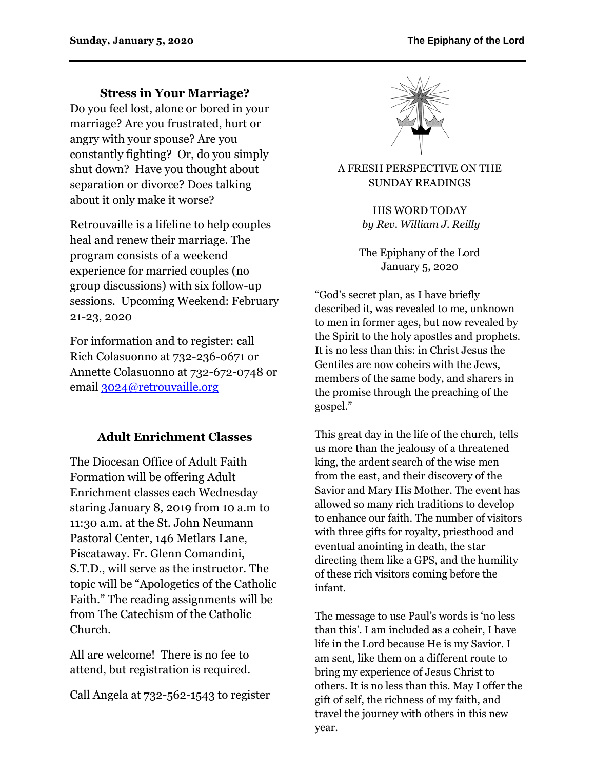## Stress in Your Marriage?

Do you feel lost, alone or bored in your marriage? Are you frustrated, hurt or angry with your spouse? Are you constantly fighting? Or, do you simply shut down? Have you thought about separation or divorce? Does talking about it only make it worse?

Retrouvaille is a lifeline to help couples heal and renew their marriage. The program consists of a weekend experience for married couples (no group discussions) with six follow-up sessions. Upcoming Weekend: February 21-23, 2020

For information and to register: call Rich Colasuonno at 732-236-0671 or Annette Colasuonno at 732-672-0748 or email 3024@retrouvaille.org

## Adult Enrichment Classes

The Diocesan Office of Adult Faith Formation will be offering Adult Enrichment classes each Wednesday staring January 8, 2019 from 10 a.m to 11:30 a.m. at the St. John Neumann Pastoral Center, 146 Metlars Lane, Piscataway. Fr. Glenn Comandini, S.T.D., will serve as the instructor. The topic will be "Apologetics of the Catholic Faith." The reading assignments will be from The Catechism of the Catholic Church.

All are welcome! There is no fee to attend, but registration is required.

Call Angela at 732-562-1543 to register

A FRESH PERSPECTIVE ON THE SUNDAY READINGS

HIS WORD TODAY
*by Rev. William J. Reilly*

The Epiphany of the Lord
January 5, 2020

"God's secret plan, as I have briefly described it, was revealed to me, unknown to men in former ages, but now revealed by the Spirit to the holy apostles and prophets. It is no less than this: in Christ Jesus the Gentiles are now coheirs with the Jews, members of the same body, and sharers in the promise through the preaching of the gospel."

This great day in the life of the church, tells us more than the jealousy of a threatened king, the ardent search of the wise men from the east, and their discovery of the Savior and Mary His Mother. The event has allowed so many rich traditions to develop to enhance our faith. The number of visitors with three gifts for royalty, priesthood and eventual anointing in death, the star directing them like a GPS, and the humility of these rich visitors coming before the infant.

The message to use Paul's words is 'no less than this'. I am included as a coheir, I have life in the Lord because He is my Savior. I am sent, like them on a different route to bring my experience of Jesus Christ to others. It is no less than this. May I offer the gift of self, the richness of my faith, and travel the journey with others in this new year.